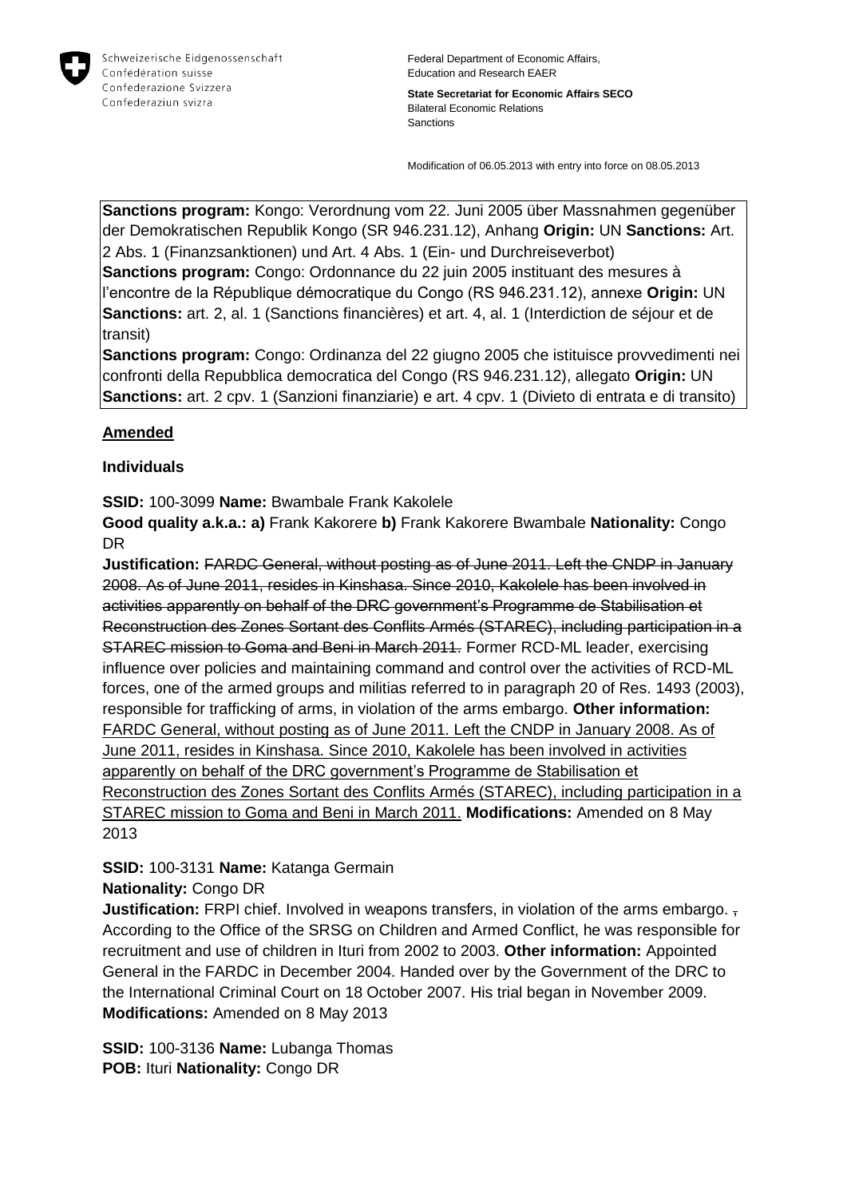Schweizerische Eidgenossenschaft
Confédération suisse
Confederazione Svizzera
Confederaziun svizra

Federal Department of Economic Affairs, Education and Research EAER

**State Secretariat for Economic Affairs SECO**
Bilateral Economic Relations
Sanctions

Modification of 06.05.2013 with entry into force on 08.05.2013

**Sanctions program:** Kongo: Verordnung vom 22. Juni 2005 über Massnahmen gegenüber der Demokratischen Republik Kongo (SR 946.231.12), Anhang **Origin:** UN **Sanctions:** Art. 2 Abs. 1 (Finanzsanktionen) und Art. 4 Abs. 1 (Ein- und Durchreiseverbot)
**Sanctions program:** Congo: Ordonnance du 22 juin 2005 instituant des mesures à l'encontre de la République démocratique du Congo (RS 946.231.12), annexe **Origin:** UN **Sanctions:** art. 2, al. 1 (Sanctions financières) et art. 4, al. 1 (Interdiction de séjour et de transit)
**Sanctions program:** Congo: Ordinanza del 22 giugno 2005 che istituisce provvedimenti nei confronti della Repubblica democratica del Congo (RS 946.231.12), allegato **Origin:** UN **Sanctions:** art. 2 cpv. 1 (Sanzioni finanziarie) e art. 4 cpv. 1 (Divieto di entrata e di transito)

## Amended

### Individuals

**SSID:** 100-3099 **Name:** Bwambale Frank Kakolele
**Good quality a.k.a.: a)** Frank Kakorere **b)** Frank Kakorere Bwambale **Nationality:** Congo DR
**Justification:** ~~FARDC General, without posting as of June 2011. Left the CNDP in January 2008. As of June 2011, resides in Kinshasa. Since 2010, Kakolele has been involved in activities apparently on behalf of the DRC government's Programme de Stabilisation et Reconstruction des Zones Sortant des Conflits Armés (STAREC), including participation in a STAREC mission to Goma and Beni in March 2011.~~ Former RCD-ML leader, exercising influence over policies and maintaining command and control over the activities of RCD-ML forces, one of the armed groups and militias referred to in paragraph 20 of Res. 1493 (2003), responsible for trafficking of arms, in violation of the arms embargo. **Other information:** <u>FARDC General, without posting as of June 2011. Left the CNDP in January 2008. As of June 2011, resides in Kinshasa. Since 2010, Kakolele has been involved in activities apparently on behalf of the DRC government's Programme de Stabilisation et Reconstruction des Zones Sortant des Conflits Armés (STAREC), including participation in a STAREC mission to Goma and Beni in March 2011.</u> **Modifications:** Amended on 8 May 2013

**SSID:** 100-3131 **Name:** Katanga Germain
**Nationality:** Congo DR
**Justification:** FRPI chief. Involved in weapons transfers, in violation of the arms embargo. ~~,~~ According to the Office of the SRSG on Children and Armed Conflict, he was responsible for recruitment and use of children in Ituri from 2002 to 2003. **Other information:** Appointed General in the FARDC in December 2004. Handed over by the Government of the DRC to the International Criminal Court on 18 October 2007. His trial began in November 2009. **Modifications:** Amended on 8 May 2013

**SSID:** 100-3136 **Name:** Lubanga Thomas
**POB:** Ituri **Nationality:** Congo DR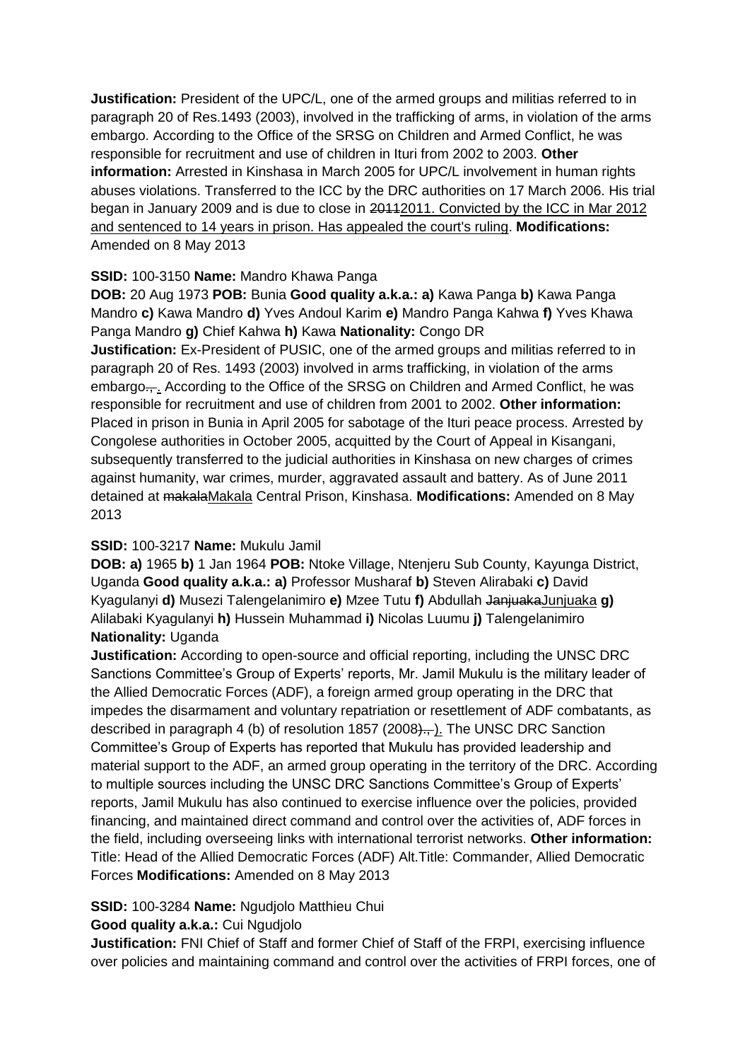**Justification:** President of the UPC/L, one of the armed groups and militias referred to in paragraph 20 of Res.1493 (2003), involved in the trafficking of arms, in violation of the arms embargo. According to the Office of the SRSG on Children and Armed Conflict, he was responsible for recruitment and use of children in Ituri from 2002 to 2003. **Other information:** Arrested in Kinshasa in March 2005 for UPC/L involvement in human rights abuses violations. Transferred to the ICC by the DRC authorities on 17 March 2006. His trial began in January 2009 and is due to close in ~~2011~~2011. Convicted by the ICC in Mar 2012 and sentenced to 14 years in prison. Has appealed the court's ruling. **Modifications:** Amended on 8 May 2013

**SSID:** 100-3150 **Name:** Mandro Khawa Panga

**DOB:** 20 Aug 1973 **POB:** Bunia **Good quality a.k.a.: a)** Kawa Panga **b)** Kawa Panga Mandro **c)** Kawa Mandro **d)** Yves Andoul Karim **e)** Mandro Panga Kahwa **f)** Yves Khawa Panga Mandro **g)** Chief Kahwa **h)** Kawa **Nationality:** Congo DR

**Justification:** Ex-President of PUSIC, one of the armed groups and militias referred to in paragraph 20 of Res. 1493 (2003) involved in arms trafficking, in violation of the arms embargo~~.,~~ . According to the Office of the SRSG on Children and Armed Conflict, he was responsible for recruitment and use of children from 2001 to 2002. **Other information:** Placed in prison in Bunia in April 2005 for sabotage of the Ituri peace process. Arrested by Congolese authorities in October 2005, acquitted by the Court of Appeal in Kisangani, subsequently transferred to the judicial authorities in Kinshasa on new charges of crimes against humanity, war crimes, murder, aggravated assault and battery. As of June 2011 detained at ~~makala~~Makala Central Prison, Kinshasa. **Modifications:** Amended on 8 May 2013

**SSID:** 100-3217 **Name:** Mukulu Jamil

**DOB: a)** 1965 **b)** 1 Jan 1964 **POB:** Ntoke Village, Ntenjeru Sub County, Kayunga District, Uganda **Good quality a.k.a.: a)** Professor Musharaf **b)** Steven Alirabaki **c)** David Kyagulanyi **d)** Musezi Talengelanimiro **e)** Mzee Tutu **f)** Abdullah ~~Janjuaka~~Junjuaka **g)** Alilabaki Kyagulanyi **h)** Hussein Muhammad **i)** Nicolas Luumu **j)** Talengelanimiro **Nationality:** Uganda

**Justification:** According to open-source and official reporting, including the UNSC DRC Sanctions Committee's Group of Experts' reports, Mr. Jamil Mukulu is the military leader of the Allied Democratic Forces (ADF), a foreign armed group operating in the DRC that impedes the disarmament and voluntary repatriation or resettlement of ADF combatants, as described in paragraph 4 (b) of resolution 1857 (2008~~).,~~ ). The UNSC DRC Sanction Committee's Group of Experts has reported that Mukulu has provided leadership and material support to the ADF, an armed group operating in the territory of the DRC. According to multiple sources including the UNSC DRC Sanctions Committee's Group of Experts' reports, Jamil Mukulu has also continued to exercise influence over the policies, provided financing, and maintained direct command and control over the activities of, ADF forces in the field, including overseeing links with international terrorist networks. **Other information:** Title: Head of the Allied Democratic Forces (ADF) Alt.Title: Commander, Allied Democratic Forces **Modifications:** Amended on 8 May 2013

**SSID:** 100-3284 **Name:** Ngudjolo Matthieu Chui

**Good quality a.k.a.:** Cui Ngudjolo

**Justification:** FNI Chief of Staff and former Chief of Staff of the FRPI, exercising influence over policies and maintaining command and control over the activities of FRPI forces, one of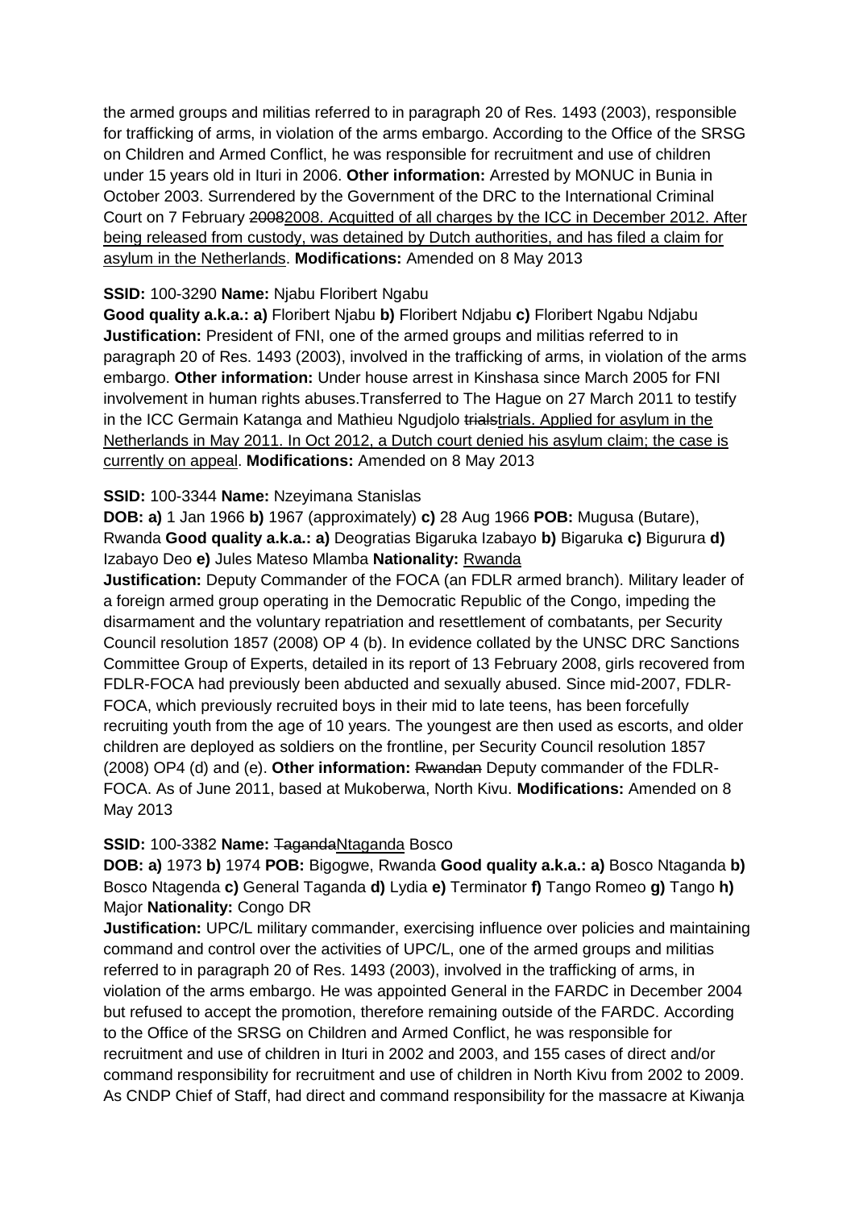the armed groups and militias referred to in paragraph 20 of Res. 1493 (2003), responsible for trafficking of arms, in violation of the arms embargo. According to the Office of the SRSG on Children and Armed Conflict, he was responsible for recruitment and use of children under 15 years old in Ituri in 2006. **Other information:** Arrested by MONUC in Bunia in October 2003. Surrendered by the Government of the DRC to the International Criminal Court on 7 February ~~2008~~<u>2008. Acquitted of all charges by the ICC in December 2012. After being released from custody, was detained by Dutch authorities, and has filed a claim for asylum in the Netherlands</u>. **Modifications:** Amended on 8 May 2013

**SSID:** 100-3290 **Name:** Njabu Floribert Ngabu

**Good quality a.k.a.: a)** Floribert Njabu **b)** Floribert Ndjabu **c)** Floribert Ngabu Ndjabu **Justification:** President of FNI, one of the armed groups and militias referred to in paragraph 20 of Res. 1493 (2003), involved in the trafficking of arms, in violation of the arms embargo. **Other information:** Under house arrest in Kinshasa since March 2005 for FNI involvement in human rights abuses.Transferred to The Hague on 27 March 2011 to testify in the ICC Germain Katanga and Mathieu Ngudjolo ~~trials~~<u>trials. Applied for asylum in the Netherlands in May 2011. In Oct 2012, a Dutch court denied his asylum claim; the case is currently on appeal</u>. **Modifications:** Amended on 8 May 2013

**SSID:** 100-3344 **Name:** Nzeyimana Stanislas

**DOB: a)** 1 Jan 1966 **b)** 1967 (approximately) **c)** 28 Aug 1966 **POB:** Mugusa (Butare), Rwanda **Good quality a.k.a.: a)** Deogratias Bigaruka Izabayo **b)** Bigaruka **c)** Bigurura **d)** Izabayo Deo **e)** Jules Mateso Mlamba **Nationality:** <u>Rwanda</u>

**Justification:** Deputy Commander of the FOCA (an FDLR armed branch). Military leader of a foreign armed group operating in the Democratic Republic of the Congo, impeding the disarmament and the voluntary repatriation and resettlement of combatants, per Security Council resolution 1857 (2008) OP 4 (b). In evidence collated by the UNSC DRC Sanctions Committee Group of Experts, detailed in its report of 13 February 2008, girls recovered from FDLR-FOCA had previously been abducted and sexually abused. Since mid-2007, FDLR-FOCA, which previously recruited boys in their mid to late teens, has been forcefully recruiting youth from the age of 10 years. The youngest are then used as escorts, and older children are deployed as soldiers on the frontline, per Security Council resolution 1857 (2008) OP4 (d) and (e). **Other information:** ~~Rwandan~~ Deputy commander of the FDLR-FOCA. As of June 2011, based at Mukoberwa, North Kivu. **Modifications:** Amended on 8 May 2013

**SSID:** 100-3382 **Name:** ~~Taganda~~<u>Ntaganda</u> Bosco

**DOB: a)** 1973 **b)** 1974 **POB:** Bigogwe, Rwanda **Good quality a.k.a.: a)** Bosco Ntaganda **b)** Bosco Ntagenda **c)** General Taganda **d)** Lydia **e)** Terminator **f)** Tango Romeo **g)** Tango **h)** Major **Nationality:** Congo DR

**Justification:** UPC/L military commander, exercising influence over policies and maintaining command and control over the activities of UPC/L, one of the armed groups and militias referred to in paragraph 20 of Res. 1493 (2003), involved in the trafficking of arms, in violation of the arms embargo. He was appointed General in the FARDC in December 2004 but refused to accept the promotion, therefore remaining outside of the FARDC. According to the Office of the SRSG on Children and Armed Conflict, he was responsible for recruitment and use of children in Ituri in 2002 and 2003, and 155 cases of direct and/or command responsibility for recruitment and use of children in North Kivu from 2002 to 2009. As CNDP Chief of Staff, had direct and command responsibility for the massacre at Kiwanja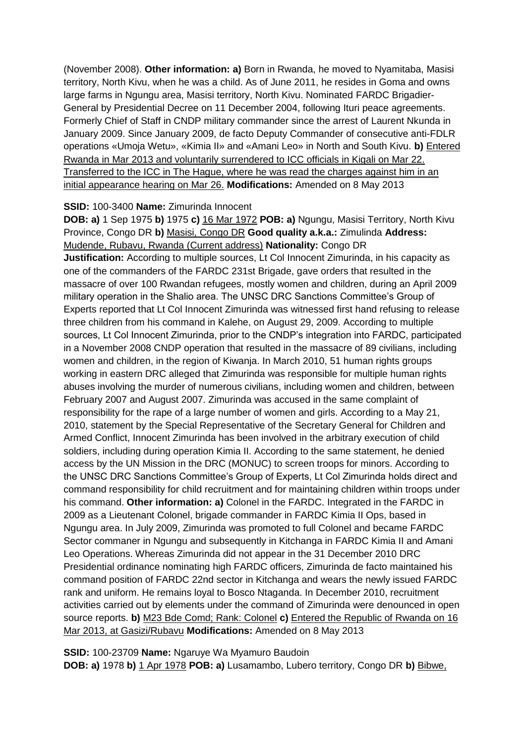(November 2008). **Other information: a)** Born in Rwanda, he moved to Nyamitaba, Masisi territory, North Kivu, when he was a child. As of June 2011, he resides in Goma and owns large farms in Ngungu area, Masisi territory, North Kivu. Nominated FARDC Brigadier-General by Presidential Decree on 11 December 2004, following Ituri peace agreements. Formerly Chief of Staff in CNDP military commander since the arrest of Laurent Nkunda in January 2009. Since January 2009, de facto Deputy Commander of consecutive anti-FDLR operations «Umoja Wetu», «Kimia II» and «Amani Leo» in North and South Kivu. **b)** Entered Rwanda in Mar 2013 and voluntarily surrendered to ICC officials in Kigali on Mar 22. Transferred to the ICC in The Hague, where he was read the charges against him in an initial appearance hearing on Mar 26. **Modifications:** Amended on 8 May 2013

**SSID:** 100-3400 **Name:** Zimurinda Innocent
**DOB: a)** 1 Sep 1975 **b)** 1975 **c)** 16 Mar 1972 **POB: a)** Ngungu, Masisi Territory, North Kivu Province, Congo DR **b)** Masisi, Congo DR **Good quality a.k.a.:** Zimulinda **Address:** Mudende, Rubavu, Rwanda (Current address) **Nationality:** Congo DR
**Justification:** According to multiple sources, Lt Col Innocent Zimurinda, in his capacity as one of the commanders of the FARDC 231st Brigade, gave orders that resulted in the massacre of over 100 Rwandan refugees, mostly women and children, during an April 2009 military operation in the Shalio area. The UNSC DRC Sanctions Committee's Group of Experts reported that Lt Col Innocent Zimurinda was witnessed first hand refusing to release three children from his command in Kalehe, on August 29, 2009. According to multiple sources, Lt Col Innocent Zimurinda, prior to the CNDP's integration into FARDC, participated in a November 2008 CNDP operation that resulted in the massacre of 89 civilians, including women and children, in the region of Kiwanja. In March 2010, 51 human rights groups working in eastern DRC alleged that Zimurinda was responsible for multiple human rights abuses involving the murder of numerous civilians, including women and children, between February 2007 and August 2007. Zimurinda was accused in the same complaint of responsibility for the rape of a large number of women and girls. According to a May 21, 2010, statement by the Special Representative of the Secretary General for Children and Armed Conflict, Innocent Zimurinda has been involved in the arbitrary execution of child soldiers, including during operation Kimia II. According to the same statement, he denied access by the UN Mission in the DRC (MONUC) to screen troops for minors. According to the UNSC DRC Sanctions Committee's Group of Experts, Lt Col Zimurinda holds direct and command responsibility for child recruitment and for maintaining children within troops under his command. **Other information: a)** Colonel in the FARDC. Integrated in the FARDC in 2009 as a Lieutenant Colonel, brigade commander in FARDC Kimia II Ops, based in Ngungu area. In July 2009, Zimurinda was promoted to full Colonel and became FARDC Sector commaner in Ngungu and subsequently in Kitchanga in FARDC Kimia II and Amani Leo Operations. Whereas Zimurinda did not appear in the 31 December 2010 DRC Presidential ordinance nominating high FARDC officers, Zimurinda de facto maintained his command position of FARDC 22nd sector in Kitchanga and wears the newly issued FARDC rank and uniform. He remains loyal to Bosco Ntaganda. In December 2010, recruitment activities carried out by elements under the command of Zimurinda were denounced in open source reports. **b)** M23 Bde Comd; Rank: Colonel **c)** Entered the Republic of Rwanda on 16 Mar 2013, at Gasizi/Rubavu **Modifications:** Amended on 8 May 2013

**SSID:** 100-23709 **Name:** Ngaruye Wa Myamuro Baudoin
**DOB: a)** 1978 **b)** 1 Apr 1978 **POB: a)** Lusamambo, Lubero territory, Congo DR **b)** Bibwe,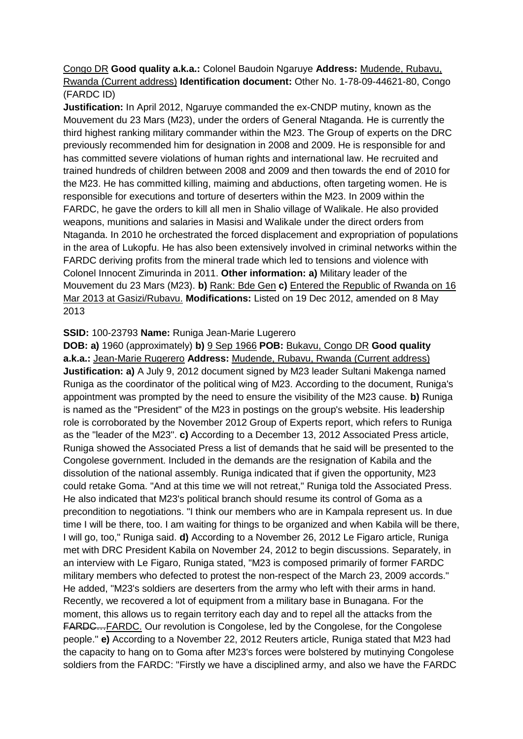Congo DR **Good quality a.k.a.:** Colonel Baudoin Ngaruye **Address:** Mudende, Rubavu, Rwanda (Current address) **Identification document:** Other No. 1-78-09-44621-80, Congo (FARDC ID)

**Justification:** In April 2012, Ngaruye commanded the ex-CNDP mutiny, known as the Mouvement du 23 Mars (M23), under the orders of General Ntaganda. He is currently the third highest ranking military commander within the M23. The Group of experts on the DRC previously recommended him for designation in 2008 and 2009. He is responsible for and has committed severe violations of human rights and international law. He recruited and trained hundreds of children between 2008 and 2009 and then towards the end of 2010 for the M23. He has committed killing, maiming and abductions, often targeting women. He is responsible for executions and torture of deserters within the M23. In 2009 within the FARDC, he gave the orders to kill all men in Shalio village of Walikale. He also provided weapons, munitions and salaries in Masisi and Walikale under the direct orders from Ntaganda. In 2010 he orchestrated the forced displacement and expropriation of populations in the area of Lukopfu. He has also been extensively involved in criminal networks within the FARDC deriving profits from the mineral trade which led to tensions and violence with Colonel Innocent Zimurinda in 2011. **Other information: a)** Military leader of the Mouvement du 23 Mars (M23). **b)** Rank: Bde Gen **c)** Entered the Republic of Rwanda on 16 Mar 2013 at Gasizi/Rubavu. **Modifications:** Listed on 19 Dec 2012, amended on 8 May 2013

**SSID:** 100-23793 **Name:** Runiga Jean-Marie Lugerero

**DOB: a)** 1960 (approximately) **b)** 9 Sep 1966 **POB:** Bukavu, Congo DR **Good quality a.k.a.:** Jean-Marie Rugerero **Address:** Mudende, Rubavu, Rwanda (Current address) **Justification: a)** A July 9, 2012 document signed by M23 leader Sultani Makenga named Runiga as the coordinator of the political wing of M23. According to the document, Runiga's appointment was prompted by the need to ensure the visibility of the M23 cause. **b)** Runiga is named as the "President" of the M23 in postings on the group's website. His leadership role is corroborated by the November 2012 Group of Experts report, which refers to Runiga as the "leader of the M23". **c)** According to a December 13, 2012 Associated Press article, Runiga showed the Associated Press a list of demands that he said will be presented to the Congolese government. Included in the demands are the resignation of Kabila and the dissolution of the national assembly. Runiga indicated that if given the opportunity, M23 could retake Goma. "And at this time we will not retreat," Runiga told the Associated Press. He also indicated that M23's political branch should resume its control of Goma as a precondition to negotiations. "I think our members who are in Kampala represent us. In due time I will be there, too. I am waiting for things to be organized and when Kabila will be there, I will go, too," Runiga said. **d)** According to a November 26, 2012 Le Figaro article, Runiga met with DRC President Kabila on November 24, 2012 to begin discussions. Separately, in an interview with Le Figaro, Runiga stated, "M23 is composed primarily of former FARDC military members who defected to protest the non-respect of the March 23, 2009 accords." He added, "M23's soldiers are deserters from the army who left with their arms in hand. Recently, we recovered a lot of equipment from a military base in Bunagana. For the moment, this allows us to regain territory each day and to repel all the attacks from the ~~FARDC…~~FARDC. Our revolution is Congolese, led by the Congolese, for the Congolese people." **e)** According to a November 22, 2012 Reuters article, Runiga stated that M23 had the capacity to hang on to Goma after M23's forces were bolstered by mutinying Congolese soldiers from the FARDC: "Firstly we have a disciplined army, and also we have the FARDC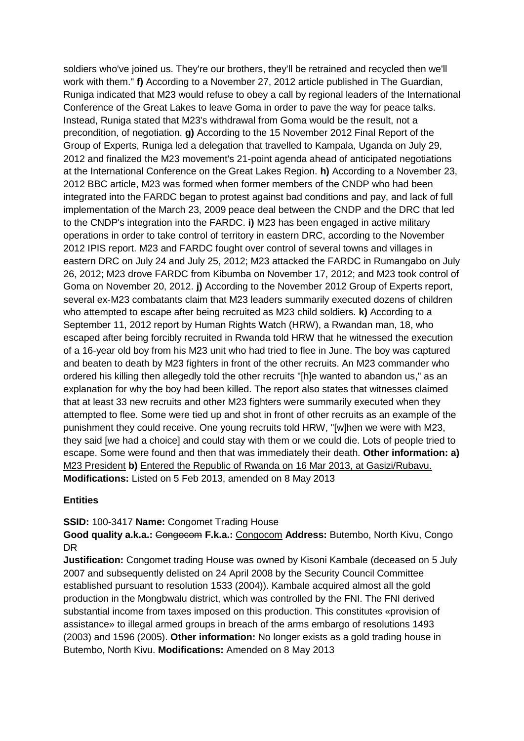soldiers who've joined us. They're our brothers, they'll be retrained and recycled then we'll work with them." **f)** According to a November 27, 2012 article published in The Guardian, Runiga indicated that M23 would refuse to obey a call by regional leaders of the International Conference of the Great Lakes to leave Goma in order to pave the way for peace talks. Instead, Runiga stated that M23's withdrawal from Goma would be the result, not a precondition, of negotiation. **g)** According to the 15 November 2012 Final Report of the Group of Experts, Runiga led a delegation that travelled to Kampala, Uganda on July 29, 2012 and finalized the M23 movement's 21-point agenda ahead of anticipated negotiations at the International Conference on the Great Lakes Region. **h)** According to a November 23, 2012 BBC article, M23 was formed when former members of the CNDP who had been integrated into the FARDC began to protest against bad conditions and pay, and lack of full implementation of the March 23, 2009 peace deal between the CNDP and the DRC that led to the CNDP's integration into the FARDC. **i)** M23 has been engaged in active military operations in order to take control of territory in eastern DRC, according to the November 2012 IPIS report. M23 and FARDC fought over control of several towns and villages in eastern DRC on July 24 and July 25, 2012; M23 attacked the FARDC in Rumangabo on July 26, 2012; M23 drove FARDC from Kibumba on November 17, 2012; and M23 took control of Goma on November 20, 2012. **j)** According to the November 2012 Group of Experts report, several ex-M23 combatants claim that M23 leaders summarily executed dozens of children who attempted to escape after being recruited as M23 child soldiers. **k)** According to a September 11, 2012 report by Human Rights Watch (HRW), a Rwandan man, 18, who escaped after being forcibly recruited in Rwanda told HRW that he witnessed the execution of a 16-year old boy from his M23 unit who had tried to flee in June. The boy was captured and beaten to death by M23 fighters in front of the other recruits. An M23 commander who ordered his killing then allegedly told the other recruits "[h]e wanted to abandon us," as an explanation for why the boy had been killed. The report also states that witnesses claimed that at least 33 new recruits and other M23 fighters were summarily executed when they attempted to flee. Some were tied up and shot in front of other recruits as an example of the punishment they could receive. One young recruits told HRW, "[w]hen we were with M23, they said [we had a choice] and could stay with them or we could die. Lots of people tried to escape. Some were found and then that was immediately their death. **Other information: a)** <u>M23 President</u> **b)** <u>Entered the Republic of Rwanda on 16 Mar 2013, at Gasizi/Rubavu.</u> **Modifications:** Listed on 5 Feb 2013, amended on 8 May 2013

### Entities

**SSID:** 100-3417 **Name:** Congomet Trading House
**Good quality a.k.a.:** ~~Congocom~~ **F.k.a.:** <u>Congocom</u> **Address:** Butembo, North Kivu, Congo DR
**Justification:** Congomet trading House was owned by Kisoni Kambale (deceased on 5 July 2007 and subsequently delisted on 24 April 2008 by the Security Council Committee established pursuant to resolution 1533 (2004)). Kambale acquired almost all the gold production in the Mongbwalu district, which was controlled by the FNI. The FNI derived substantial income from taxes imposed on this production. This constitutes «provision of assistance» to illegal armed groups in breach of the arms embargo of resolutions 1493 (2003) and 1596 (2005). **Other information:** No longer exists as a gold trading house in Butembo, North Kivu. **Modifications:** Amended on 8 May 2013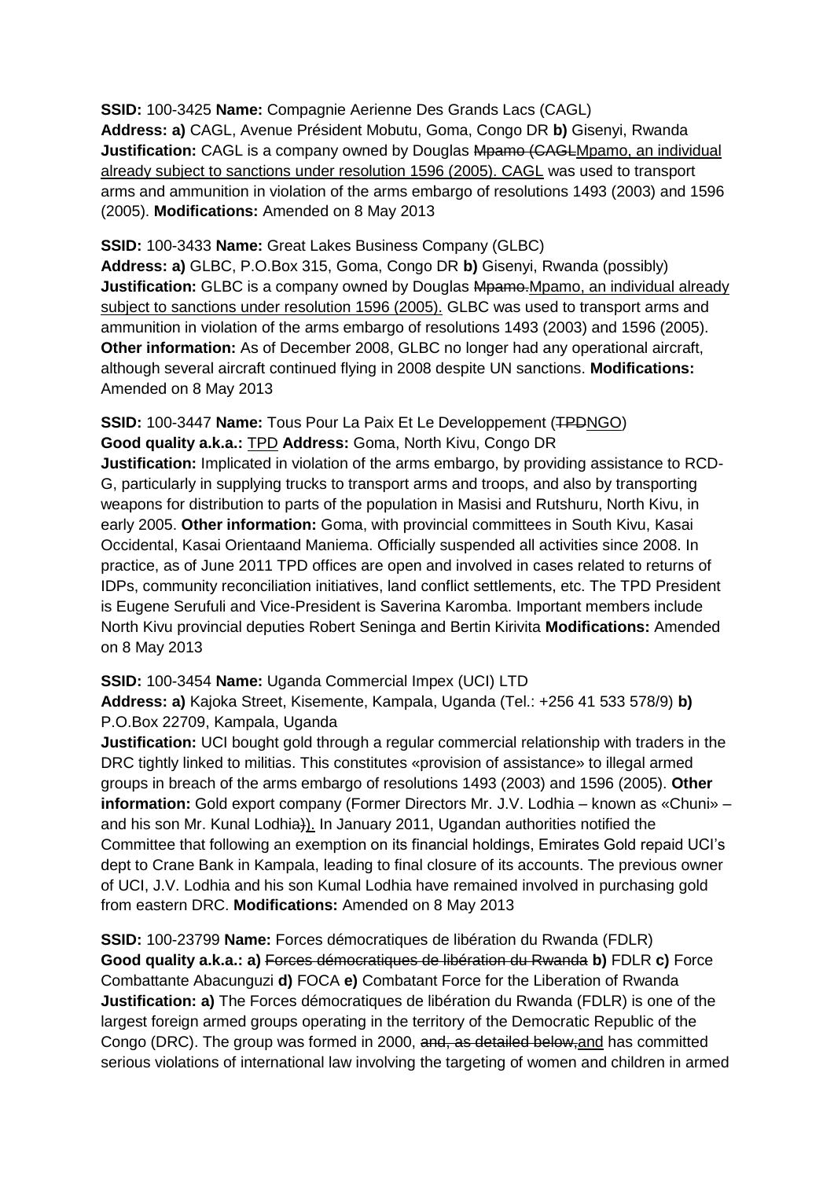**SSID:** 100-3425 **Name:** Compagnie Aerienne Des Grands Lacs (CAGL)
**Address: a)** CAGL, Avenue Président Mobutu, Goma, Congo DR **b)** Gisenyi, Rwanda
**Justification:** CAGL is a company owned by Douglas ~~Mpamo (CAGL~~Mpamo, an individual already subject to sanctions under resolution 1596 (2005). CAGL was used to transport arms and ammunition in violation of the arms embargo of resolutions 1493 (2003) and 1596 (2005). **Modifications:** Amended on 8 May 2013

**SSID:** 100-3433 **Name:** Great Lakes Business Company (GLBC)
**Address: a)** GLBC, P.O.Box 315, Goma, Congo DR **b)** Gisenyi, Rwanda (possibly)
**Justification:** GLBC is a company owned by Douglas ~~Mpamo.~~Mpamo, an individual already subject to sanctions under resolution 1596 (2005). GLBC was used to transport arms and ammunition in violation of the arms embargo of resolutions 1493 (2003) and 1596 (2005). **Other information:** As of December 2008, GLBC no longer had any operational aircraft, although several aircraft continued flying in 2008 despite UN sanctions. **Modifications:** Amended on 8 May 2013

**SSID:** 100-3447 **Name:** Tous Pour La Paix Et Le Developpement (~~TPD~~NGO)
**Good quality a.k.a.:** TPD **Address:** Goma, North Kivu, Congo DR
**Justification:** Implicated in violation of the arms embargo, by providing assistance to RCD-G, particularly in supplying trucks to transport arms and troops, and also by transporting weapons for distribution to parts of the population in Masisi and Rutshuru, North Kivu, in early 2005. **Other information:** Goma, with provincial committees in South Kivu, Kasai Occidental, Kasai Orientaand Maniema. Officially suspended all activities since 2008. In practice, as of June 2011 TPD offices are open and involved in cases related to returns of IDPs, community reconciliation initiatives, land conflict settlements, etc. The TPD President is Eugene Serufuli and Vice-President is Saverina Karomba. Important members include North Kivu provincial deputies Robert Seninga and Bertin Kirivita **Modifications:** Amended on 8 May 2013

**SSID:** 100-3454 **Name:** Uganda Commercial Impex (UCI) LTD
**Address: a)** Kajoka Street, Kisemente, Kampala, Uganda (Tel.: +256 41 533 578/9) **b)** P.O.Box 22709, Kampala, Uganda
**Justification:** UCI bought gold through a regular commercial relationship with traders in the DRC tightly linked to militias. This constitutes «provision of assistance» to illegal armed groups in breach of the arms embargo of resolutions 1493 (2003) and 1596 (2005). **Other information:** Gold export company (Former Directors Mr. J.V. Lodhia – known as «Chuni» – and his son Mr. Kunal Lodhia~~)~~)). In January 2011, Ugandan authorities notified the Committee that following an exemption on its financial holdings, Emirates Gold repaid UCI's dept to Crane Bank in Kampala, leading to final closure of its accounts. The previous owner of UCI, J.V. Lodhia and his son Kumal Lodhia have remained involved in purchasing gold from eastern DRC. **Modifications:** Amended on 8 May 2013

**SSID:** 100-23799 **Name:** Forces démocratiques de libération du Rwanda (FDLR)
**Good quality a.k.a.: a)** ~~Forces démocratiques de libération du Rwanda~~ **b)** FDLR **c)** Force Combattante Abacunguzi **d)** FOCA **e)** Combatant Force for the Liberation of Rwanda
**Justification: a)** The Forces démocratiques de libération du Rwanda (FDLR) is one of the largest foreign armed groups operating in the territory of the Democratic Republic of the Congo (DRC). The group was formed in 2000, ~~and, as detailed below,~~and has committed serious violations of international law involving the targeting of women and children in armed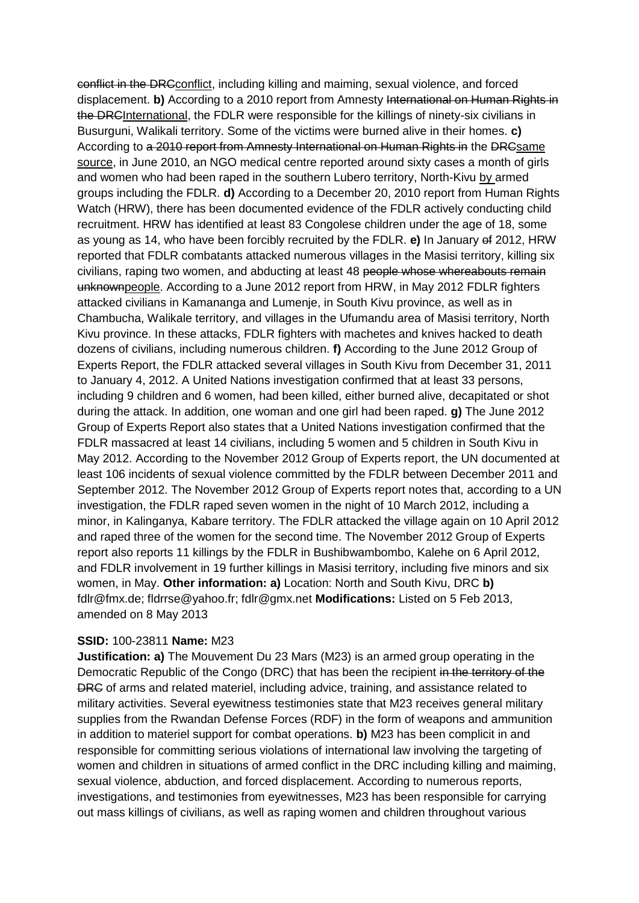~~conflict in the DRC~~<u>conflict</u>, including killing and maiming, sexual violence, and forced displacement. **b)** According to a 2010 report from Amnesty ~~International on Human Rights in the DRC~~<u>International</u>, the FDLR were responsible for the killings of ninety-six civilians in Busurguni, Walikali territory. Some of the victims were burned alive in their homes. **c)** According to ~~a 2010 report from Amnesty International on Human Rights in~~ the ~~DRC~~<u>same source</u>, in June 2010, an NGO medical centre reported around sixty cases a month of girls and women who had been raped in the southern Lubero territory, North-Kivu <u>by</u> armed groups including the FDLR. **d)** According to a December 20, 2010 report from Human Rights Watch (HRW), there has been documented evidence of the FDLR actively conducting child recruitment. HRW has identified at least 83 Congolese children under the age of 18, some as young as 14, who have been forcibly recruited by the FDLR. **e)** In January ~~of~~ 2012, HRW reported that FDLR combatants attacked numerous villages in the Masisi territory, killing six civilians, raping two women, and abducting at least 48 ~~people whose whereabouts remain unknown~~<u>people</u>. According to a June 2012 report from HRW, in May 2012 FDLR fighters attacked civilians in Kamananga and Lumenje, in South Kivu province, as well as in Chambucha, Walikale territory, and villages in the Ufumandu area of Masisi territory, North Kivu province. In these attacks, FDLR fighters with machetes and knives hacked to death dozens of civilians, including numerous children. **f)** According to the June 2012 Group of Experts Report, the FDLR attacked several villages in South Kivu from December 31, 2011 to January 4, 2012. A United Nations investigation confirmed that at least 33 persons, including 9 children and 6 women, had been killed, either burned alive, decapitated or shot during the attack. In addition, one woman and one girl had been raped. **g)** The June 2012 Group of Experts Report also states that a United Nations investigation confirmed that the FDLR massacred at least 14 civilians, including 5 women and 5 children in South Kivu in May 2012. According to the November 2012 Group of Experts report, the UN documented at least 106 incidents of sexual violence committed by the FDLR between December 2011 and September 2012. The November 2012 Group of Experts report notes that, according to a UN investigation, the FDLR raped seven women in the night of 10 March 2012, including a minor, in Kalinganya, Kabare territory. The FDLR attacked the village again on 10 April 2012 and raped three of the women for the second time. The November 2012 Group of Experts report also reports 11 killings by the FDLR in Bushibwambombo, Kalehe on 6 April 2012, and FDLR involvement in 19 further killings in Masisi territory, including five minors and six women, in May. **Other information: a)** Location: North and South Kivu, DRC **b)** fdlr@fmx.de; fldrrse@yahoo.fr; fdlr@gmx.net **Modifications:** Listed on 5 Feb 2013, amended on 8 May 2013

**SSID:** 100-23811 **Name:** M23

**Justification: a)** The Mouvement Du 23 Mars (M23) is an armed group operating in the Democratic Republic of the Congo (DRC) that has been the recipient ~~in the territory of the DRC~~ of arms and related materiel, including advice, training, and assistance related to military activities. Several eyewitness testimonies state that M23 receives general military supplies from the Rwandan Defense Forces (RDF) in the form of weapons and ammunition in addition to materiel support for combat operations. **b)** M23 has been complicit in and responsible for committing serious violations of international law involving the targeting of women and children in situations of armed conflict in the DRC including killing and maiming, sexual violence, abduction, and forced displacement. According to numerous reports, investigations, and testimonies from eyewitnesses, M23 has been responsible for carrying out mass killings of civilians, as well as raping women and children throughout various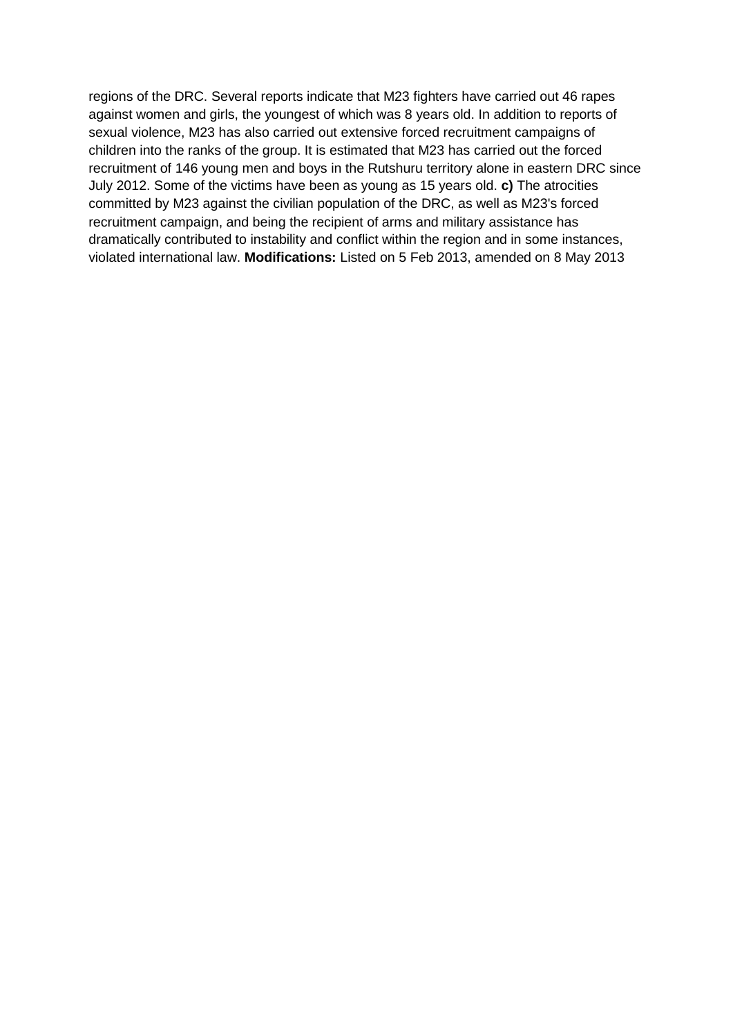regions of the DRC. Several reports indicate that M23 fighters have carried out 46 rapes against women and girls, the youngest of which was 8 years old. In addition to reports of sexual violence, M23 has also carried out extensive forced recruitment campaigns of children into the ranks of the group. It is estimated that M23 has carried out the forced recruitment of 146 young men and boys in the Rutshuru territory alone in eastern DRC since July 2012. Some of the victims have been as young as 15 years old. **c)** The atrocities committed by M23 against the civilian population of the DRC, as well as M23's forced recruitment campaign, and being the recipient of arms and military assistance has dramatically contributed to instability and conflict within the region and in some instances, violated international law. **Modifications:** Listed on 5 Feb 2013, amended on 8 May 2013